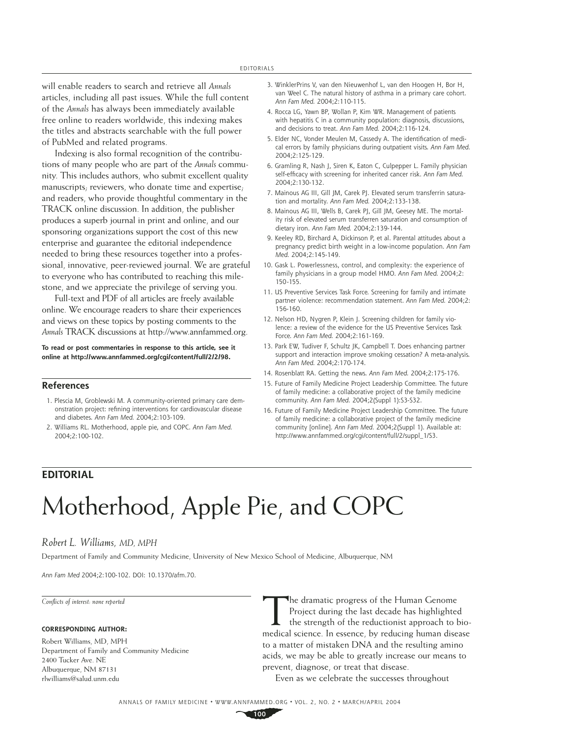will enable readers to search and retrieve all *Annals* articles, including all past issues. While the full content of the *Annals* has always been immediately available free online to readers worldwide, this indexing makes the titles and abstracts searchable with the full power of PubMed and related programs.

Indexing is also formal recognition of the contributions of many people who are part of the *Annals* community. This includes authors, who submit excellent quality manuscripts; reviewers, who donate time and expertise; and readers, who provide thoughtful commentary in the TRACK online discussion. In addition, the publisher produces a superb journal in print and online, and our sponsoring organizations support the cost of this new enterprise and guarantee the editorial independence needed to bring these resources together into a professional, innovative, peer-reviewed journal. We are grateful to everyone who has contributed to reaching this milestone, and we appreciate the privilege of serving you.

Full-text and PDF of all articles are freely available online. We encourage readers to share their experiences and views on these topics by posting comments to the *Annals* TRACK discussions at http://www.annfammed.org.

**To read or post commentaries in response to this article, see it online at http://www.annfammed.org/cgi/content/full/2/2/98.**

## References

1. Plescia M, Groblewski M. A community-oriented primary care demonstration project: refining interventions for cardiovascular disease and diabetes. *Ann Fam Med.* 2004;2:103-109.
2. Williams RL. Motherhood, apple pie, and COPC. *Ann Fam Med.* 2004;2:100-102.
3. WinklerPrins V, van den Nieuwenhof L, van den Hoogen H, Bor H, van Weel C. The natural history of asthma in a primary care cohort. *Ann Fam Med.* 2004;2:110-115.
4. Rocca LG, Yawn BP, Wollan P, Kim WR. Management of patients with hepatitis C in a community population: diagnosis, discussions, and decisions to treat. *Ann Fam Med.* 2004;2:116-124.
5. Elder NC, Vonder Meulen M, Cassedy A. The identification of medical errors by family physicians during outpatient visits. *Ann Fam Med.* 2004;2:125-129.
6. Gramling R, Nash J, Siren K, Eaton C, Culpepper L. Family physician self-efficacy with screening for inherited cancer risk. *Ann Fam Med.* 2004;2:130-132.
7. Mainous AG III, Gill JM, Carek PJ. Elevated serum transferrin saturation and mortality. *Ann Fam Med.* 2004;2:133-138.
8. Mainous AG III, Wells B, Carek PJ, Gill JM, Geesey ME. The mortality risk of elevated serum transferren saturation and consumption of dietary iron. *Ann Fam Med.* 2004;2:139-144.
9. Keeley RD, Birchard A, Dickinson P, et al. Parental attitudes about a pregnancy predict birth weight in a low-income population. *Ann Fam Med.* 2004;2:145-149.
10. Gask L. Powerlessness, control, and complexity: the experience of family physicians in a group model HMO. *Ann Fam Med.* 2004;2: 150-155.
11. US Preventive Services Task Force. Screening for family and intimate partner violence: recommendation statement. *Ann Fam Med.* 2004;2: 156-160.
12. Nelson HD, Nygren P, Klein J. Screening children for family violence: a review of the evidence for the US Preventive Services Task Force. *Ann Fam Med.* 2004;2:161-169.
13. Park EW, Tudiver F, Schultz JK, Campbell T. Does enhancing partner support and interaction improve smoking cessation? A meta-analysis. *Ann Fam Med.* 2004;2:170-174.
14. Rosenblatt RA. Getting the news. *Ann Fam Med.* 2004;2:175-176.
15. Future of Family Medicine Project Leadership Committee. The future of family medicine: a collaborative project of the family medicine community. *Ann Fam Med.* 2004;2(Suppl 1):S3-S32.
16. Future of Family Medicine Project Leadership Committee. The future of family medicine: a collaborative project of the family medicine community [online]. *Ann Fam Med.* 2004;2(Suppl 1). Available at: http://www.annfammed.org/cgi/content/full/2/suppl_1/S3.

**EDITORIAL**

# Motherhood, Apple Pie, and COPC

*Robert L. Williams, MD, MPH*

Department of Family and Community Medicine, University of New Mexico School of Medicine, Albuquerque, NM

*Ann Fam Med* 2004;2:100-102. DOI: 10.1370/afm.70.

*Conflicts of interest: none reported*

**CORRESPONDING AUTHOR:**

Robert Williams, MD, MPH
Department of Family and Community Medicine
2400 Tucker Ave. NE
Albuquerque, NM 87131
rlwilliams@salud.unm.edu

The dramatic progress of the Human Genome Project during the last decade has highlighted the strength of the reductionist approach to biomedical science. In essence, by reducing human disease to a matter of mistaken DNA and the resulting amino acids, we may be able to greatly increase our means to prevent, diagnose, or treat that disease.

Even as we celebrate the successes throughout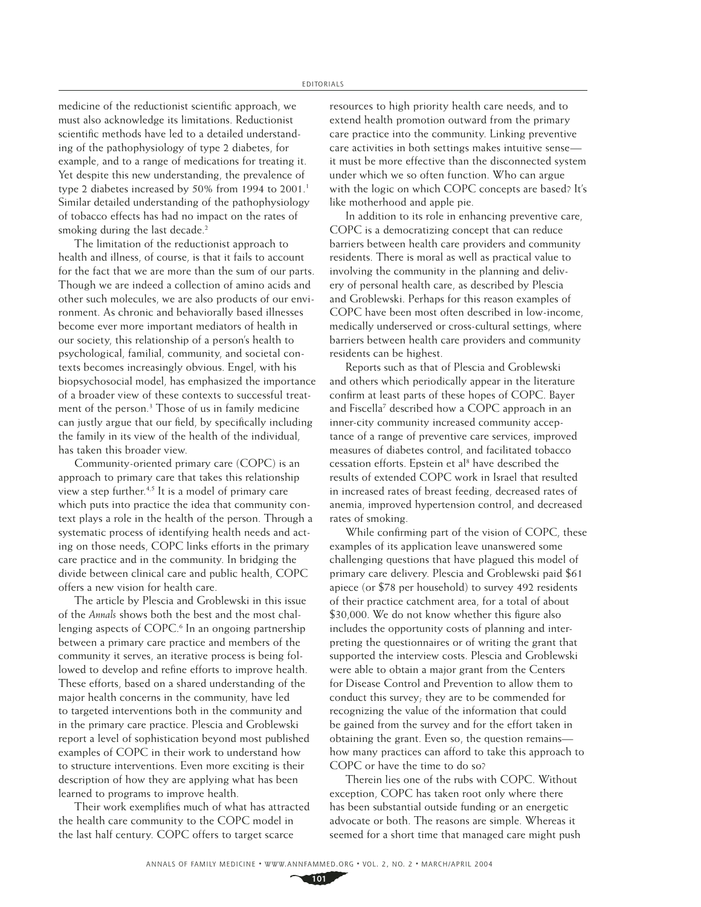medicine of the reductionist scientific approach, we must also acknowledge its limitations. Reductionist scientific methods have led to a detailed understanding of the pathophysiology of type 2 diabetes, for example, and to a range of medications for treating it. Yet despite this new understanding, the prevalence of type 2 diabetes increased by 50% from 1994 to 2001.[1] Similar detailed understanding of the pathophysiology of tobacco effects has had no impact on the rates of smoking during the last decade.[2]

The limitation of the reductionist approach to health and illness, of course, is that it fails to account for the fact that we are more than the sum of our parts. Though we are indeed a collection of amino acids and other such molecules, we are also products of our environment. As chronic and behaviorally based illnesses become ever more important mediators of health in our society, this relationship of a person's health to psychological, familial, community, and societal contexts becomes increasingly obvious. Engel, with his biopsychosocial model, has emphasized the importance of a broader view of these contexts to successful treatment of the person.[3] Those of us in family medicine can justly argue that our field, by specifically including the family in its view of the health of the individual, has taken this broader view.

Community-oriented primary care (COPC) is an approach to primary care that takes this relationship view a step further.[4,5] It is a model of primary care which puts into practice the idea that community context plays a role in the health of the person. Through a systematic process of identifying health needs and acting on those needs, COPC links efforts in the primary care practice and in the community. In bridging the divide between clinical care and public health, COPC offers a new vision for health care.

The article by Plescia and Groblewski in this issue of the *Annals* shows both the best and the most challenging aspects of COPC.[6] In an ongoing partnership between a primary care practice and members of the community it serves, an iterative process is being followed to develop and refine efforts to improve health. These efforts, based on a shared understanding of the major health concerns in the community, have led to targeted interventions both in the community and in the primary care practice. Plescia and Groblewski report a level of sophistication beyond most published examples of COPC in their work to understand how to structure interventions. Even more exciting is their description of how they are applying what has been learned to programs to improve health.

Their work exemplifies much of what has attracted the health care community to the COPC model in the last half century. COPC offers to target scarce resources to high priority health care needs, and to extend health promotion outward from the primary care practice into the community. Linking preventive care activities in both settings makes intuitive sense—it must be more effective than the disconnected system under which we so often function. Who can argue with the logic on which COPC concepts are based? It's like motherhood and apple pie.

In addition to its role in enhancing preventive care, COPC is a democratizing concept that can reduce barriers between health care providers and community residents. There is moral as well as practical value to involving the community in the planning and delivery of personal health care, as described by Plescia and Groblewski. Perhaps for this reason examples of COPC have been most often described in low-income, medically underserved or cross-cultural settings, where barriers between health care providers and community residents can be highest.

Reports such as that of Plescia and Groblewski and others which periodically appear in the literature confirm at least parts of these hopes of COPC. Bayer and Fiscella[7] described how a COPC approach in an inner-city community increased community acceptance of a range of preventive care services, improved measures of diabetes control, and facilitated tobacco cessation efforts. Epstein et al[8] have described the results of extended COPC work in Israel that resulted in increased rates of breast feeding, decreased rates of anemia, improved hypertension control, and decreased rates of smoking.

While confirming part of the vision of COPC, these examples of its application leave unanswered some challenging questions that have plagued this model of primary care delivery. Plescia and Groblewski paid $61 apiece (or $78 per household) to survey 492 residents of their practice catchment area, for a total of about $30,000. We do not know whether this figure also includes the opportunity costs of planning and interpreting the questionnaires or of writing the grant that supported the interview costs. Plescia and Groblewski were able to obtain a major grant from the Centers for Disease Control and Prevention to allow them to conduct this survey; they are to be commended for recognizing the value of the information that could be gained from the survey and for the effort taken in obtaining the grant. Even so, the question remains—how many practices can afford to take this approach to COPC or have the time to do so?

Therein lies one of the rubs with COPC. Without exception, COPC has taken root only where there has been substantial outside funding or an energetic advocate or both. The reasons are simple. Whereas it seemed for a short time that managed care might push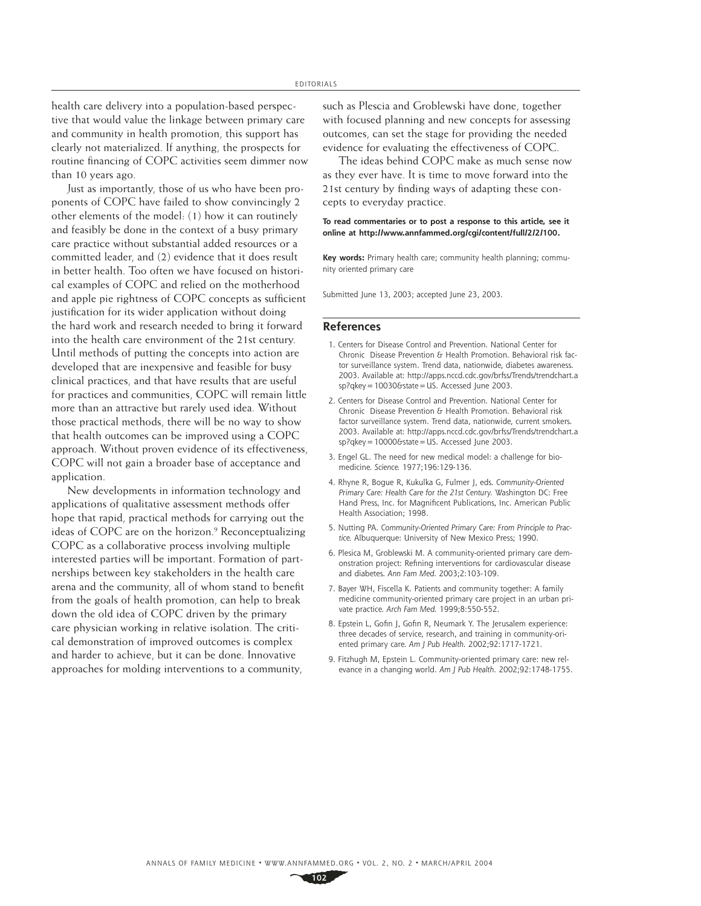health care delivery into a population-based perspective that would value the linkage between primary care and community in health promotion, this support has clearly not materialized. If anything, the prospects for routine financing of COPC activities seem dimmer now than 10 years ago.

Just as importantly, those of us who have been proponents of COPC have failed to show convincingly 2 other elements of the model: (1) how it can routinely and feasibly be done in the context of a busy primary care practice without substantial added resources or a committed leader, and (2) evidence that it does result in better health. Too often we have focused on historical examples of COPC and relied on the motherhood and apple pie rightness of COPC concepts as sufficient justification for its wider application without doing the hard work and research needed to bring it forward into the health care environment of the 21st century. Until methods of putting the concepts into action are developed that are inexpensive and feasible for busy clinical practices, and that have results that are useful for practices and communities, COPC will remain little more than an attractive but rarely used idea. Without those practical methods, there will be no way to show that health outcomes can be improved using a COPC approach. Without proven evidence of its effectiveness, COPC will not gain a broader base of acceptance and application.

New developments in information technology and applications of qualitative assessment methods offer hope that rapid, practical methods for carrying out the ideas of COPC are on the horizon.[9] Reconceptualizing COPC as a collaborative process involving multiple interested parties will be important. Formation of partnerships between key stakeholders in the health care arena and the community, all of whom stand to benefit from the goals of health promotion, can help to break down the old idea of COPC driven by the primary care physician working in relative isolation. The critical demonstration of improved outcomes is complex and harder to achieve, but it can be done. Innovative approaches for molding interventions to a community, such as Plescia and Groblewski have done, together with focused planning and new concepts for assessing outcomes, can set the stage for providing the needed evidence for evaluating the effectiveness of COPC.

The ideas behind COPC make as much sense now as they ever have. It is time to move forward into the 21st century by finding ways of adapting these concepts to everyday practice.

**To read commentaries or to post a response to this article, see it online at http://www.annfammed.org/cgi/content/full/2/2/100.**

**Key words:** Primary health care; community health planning; community oriented primary care

Submitted June 13, 2003; accepted June 23, 2003.

## References

1. Centers for Disease Control and Prevention. National Center for Chronic Disease Prevention & Health Promotion. Behavioral risk factor surveillance system. Trend data, nationwide, diabetes awareness. 2003. Available at: http://apps.nccd.cdc.gov/brfss/Trends/trendchart.asp?qkey=10030&state=US. Accessed June 2003.
2. Centers for Disease Control and Prevention. National Center for Chronic Disease Prevention & Health Promotion. Behavioral risk factor surveillance system. Trend data, nationwide, current smokers. 2003. Available at: http://apps.nccd.cdc.gov/brfss/Trends/trendchart.asp?qkey=10000&state=US. Accessed June 2003.
3. Engel GL. The need for new medical model: a challenge for biomedicine. *Science.* 1977;196:129-136.
4. Rhyne R, Bogue R, Kukulka G, Fulmer J, eds. *Community-Oriented Primary Care: Health Care for the 21st Century.* Washington DC: Free Hand Press, Inc. for Magnificent Publications, Inc. American Public Health Association; 1998.
5. Nutting PA. *Community-Oriented Primary Care: From Principle to Practice.* Albuquerque: University of New Mexico Press; 1990.
6. Plesica M, Groblewski M. A community-oriented primary care demonstration project: Refining interventions for cardiovascular disease and diabetes. *Ann Fam Med.* 2003;2:103-109.
7. Bayer WH, Fiscella K. Patients and community together: A family medicine community-oriented primary care project in an urban private practice. *Arch Fam Med.* 1999;8:550-552.
8. Epstein L, Gofin J, Gofin R, Neumark Y. The Jerusalem experience: three decades of service, research, and training in community-oriented primary care. *Am J Pub Health.* 2002;92:1717-1721.
9. Fitzhugh M, Epstein L. Community-oriented primary care: new relevance in a changing world. *Am J Pub Health.* 2002;92:1748-1755.